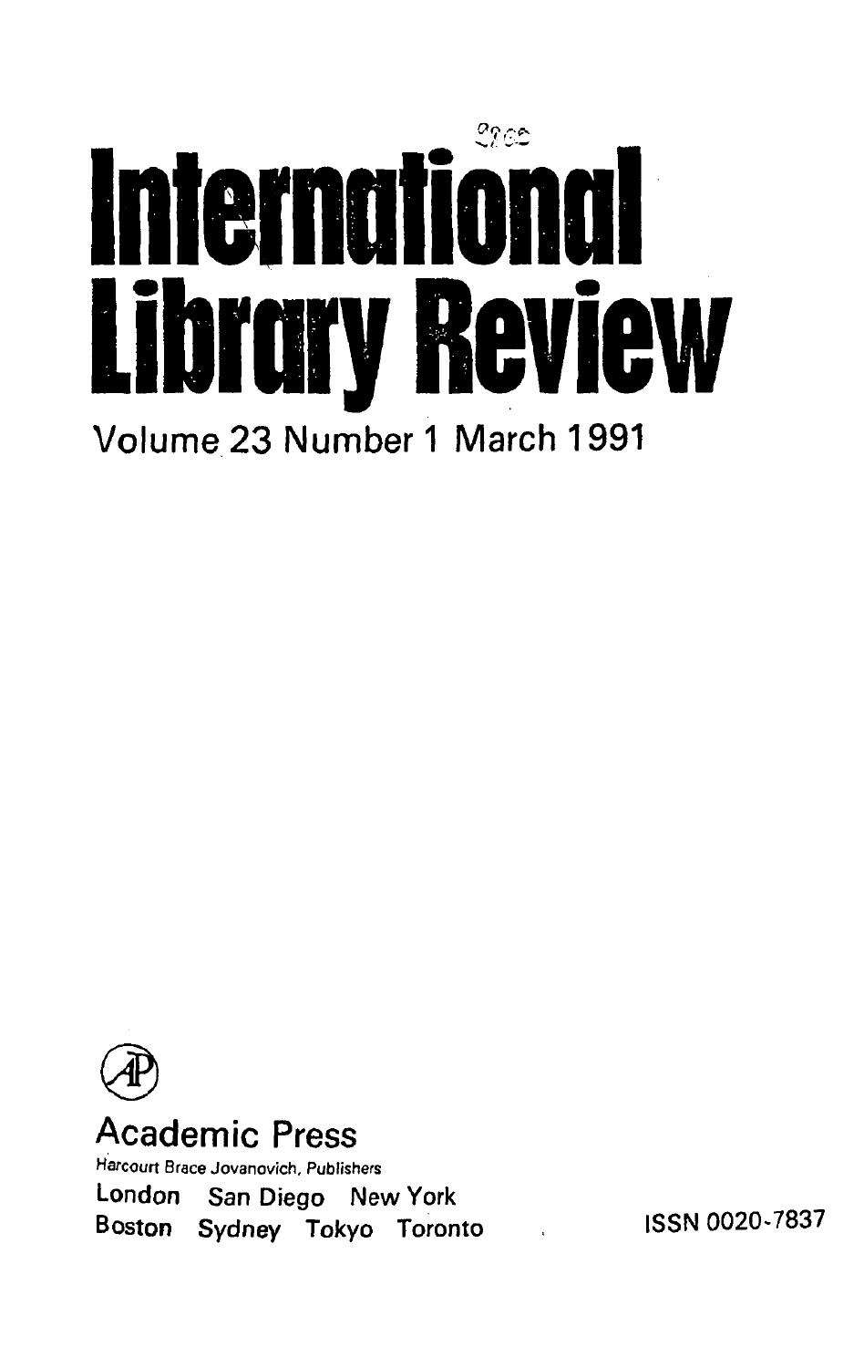# International Library Review

Volume 23 Number 1 March 1991

Academic Press

Harcourt Brace Jovanovich, Publishers

London San Diego New York
Boston Sydney Tokyo Toronto

ISSN 0020-7837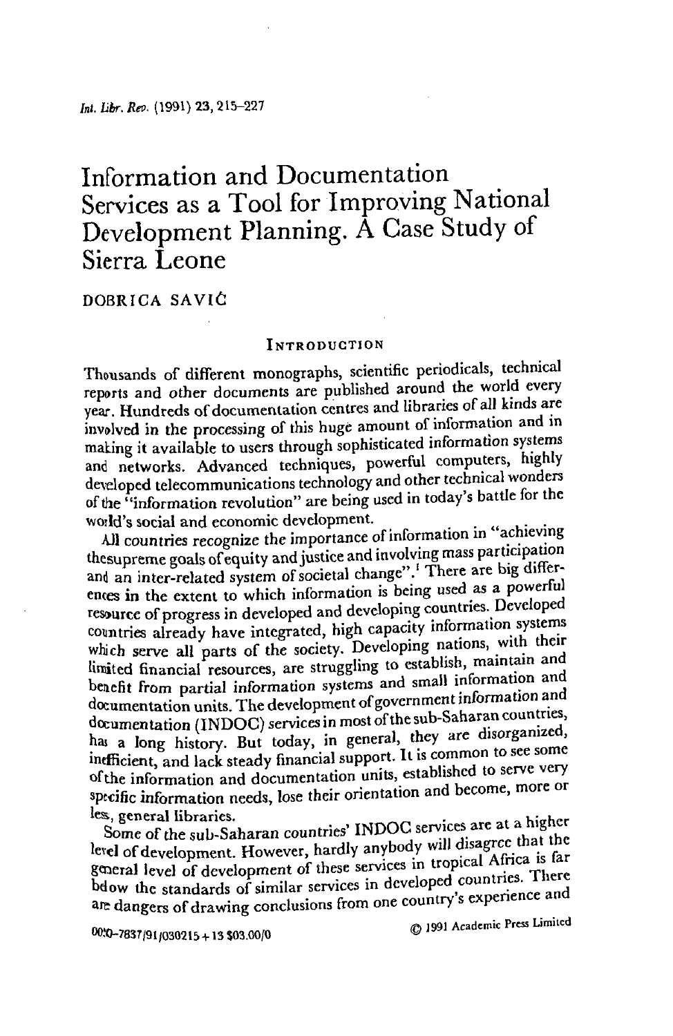# Information and Documentation Services as a Tool for Improving National Development Planning. A Case Study of Sierra Leone

DOBRICA SAVIĆ

## INTRODUCTION

Thousands of different monographs, scientific periodicals, technical reports and other documents are published around the world every year. Hundreds of documentation centres and libraries of all kinds are involved in the processing of this huge amount of information and in making it available to users through sophisticated information systems and networks. Advanced techniques, powerful computers, highly developed telecommunications technology and other technical wonders of the "information revolution" are being used in today's battle for the world's social and economic development.

All countries recognize the importance of information in "achieving thesupreme goals of equity and justice and involving mass participation and an inter-related system of societal change".[1] There are big differences in the extent to which information is being used as a powerful resource of progress in developed and developing countries. Developed countries already have integrated, high capacity information systems which serve all parts of the society. Developing nations, with their limited financial resources, are struggling to establish, maintain and benefit from partial information systems and small information and documentation units. The development of government information and documentation (INDOC) services in most of the sub-Saharan countries, has a long history. But today, in general, they are disorganized, inefficient, and lack steady financial support. It is common to see some of the information and documentation units, established to serve very specific information needs, lose their orientation and become, more or less, general libraries.

Some of the sub-Saharan countries' INDOC services are at a higher level of development. However, hardly anybody will disagree that the general level of development of these services in tropical Africa is far below the standards of similar services in developed countries. There are dangers of drawing conclusions from one country's experience and

0020-7837/91/030215+13 $03.00/0 © 1991 Academic Press Limited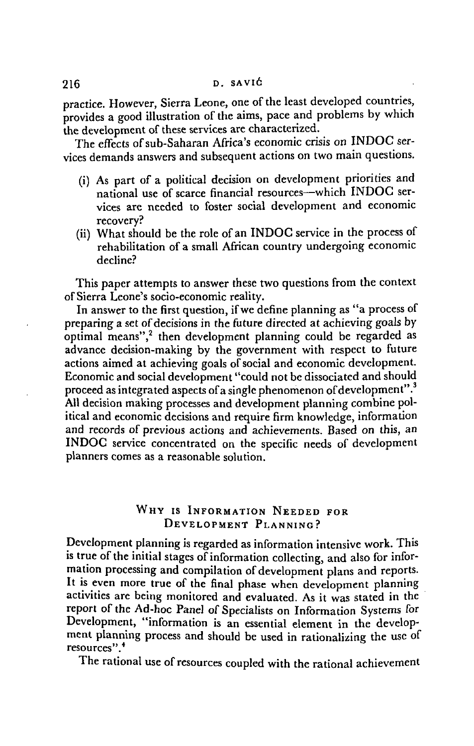practice. However, Sierra Leone, one of the least developed countries, provides a good illustration of the aims, pace and problems by which the development of these services are characterized.

The effects of sub-Saharan Africa's economic crisis on INDOC services demands answers and subsequent actions on two main questions.

(i) As part of a political decision on development priorities and national use of scarce financial resources—which INDOC services are needed to foster social development and economic recovery?

(ii) What should be the role of an INDOC service in the process of rehabilitation of a small African country undergoing economic decline?

This paper attempts to answer these two questions from the context of Sierra Leone's socio-economic reality.

In answer to the first question, if we define planning as "a process of preparing a set of decisions in the future directed at achieving goals by optimal means",[2] then development planning could be regarded as advance decision-making by the government with respect to future actions aimed at achieving goals of social and economic development. Economic and social development "could not be dissociated and should proceed as integrated aspects of a single phenomenon of development".[3] All decision making processes and development planning combine political and economic decisions and require firm knowledge, information and records of previous actions and achievements. Based on this, an INDOC service concentrated on the specific needs of development planners comes as a reasonable solution.

## Why is Information Needed for Development Planning?

Development planning is regarded as information intensive work. This is true of the initial stages of information collecting, and also for information processing and compilation of development plans and reports. It is even more true of the final phase when development planning activities are being monitored and evaluated. As it was stated in the report of the Ad-hoc Panel of Specialists on Information Systems for Development, "information is an essential element in the development planning process and should be used in rationalizing the use of resources".[4]

The rational use of resources coupled with the rational achievement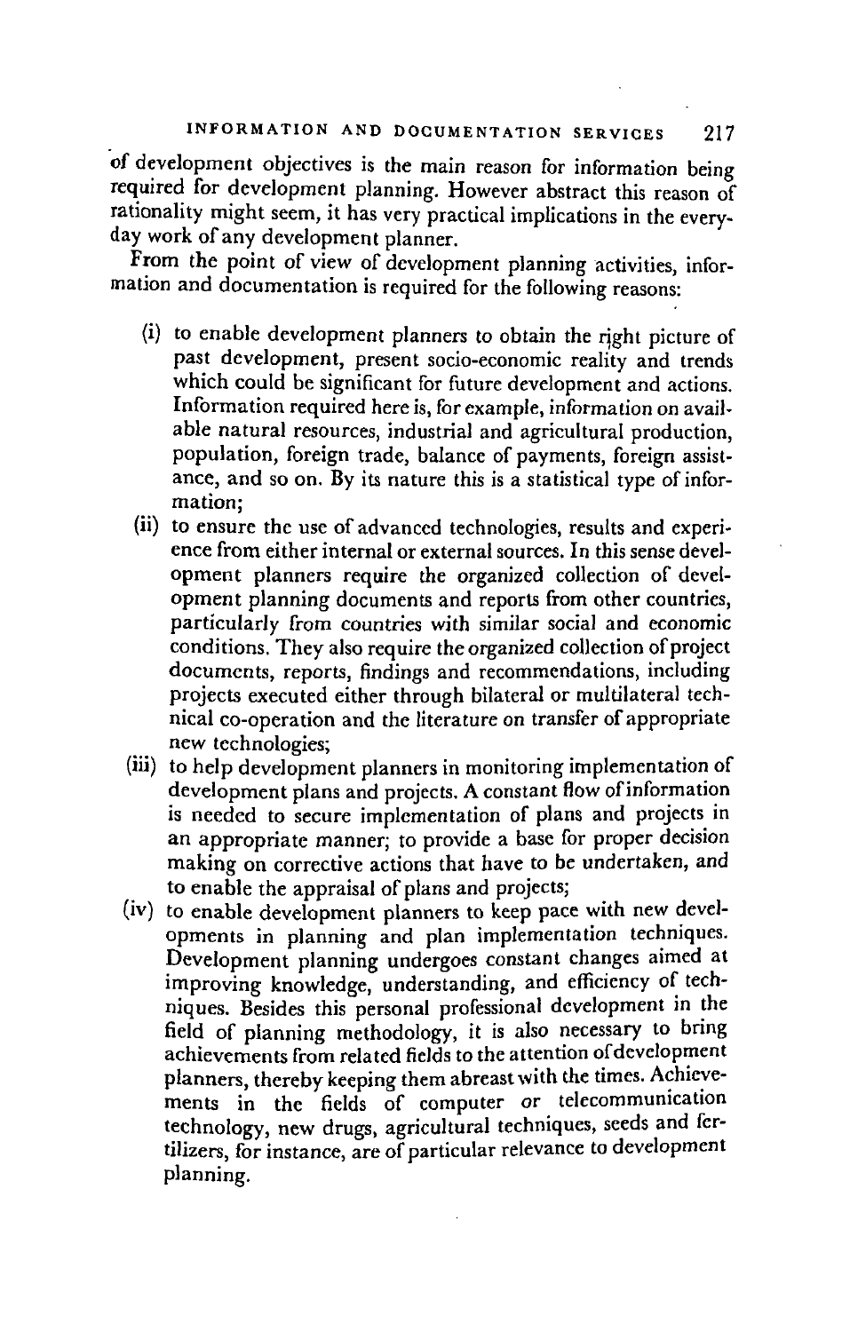of development objectives is the main reason for information being required for development planning. However abstract this reason of rationality might seem, it has very practical implications in the everyday work of any development planner.

From the point of view of development planning activities, information and documentation is required for the following reasons:

(i) to enable development planners to obtain the right picture of past development, present socio-economic reality and trends which could be significant for future development and actions. Information required here is, for example, information on available natural resources, industrial and agricultural production, population, foreign trade, balance of payments, foreign assistance, and so on. By its nature this is a statistical type of information;

(ii) to ensure the use of advanced technologies, results and experience from either internal or external sources. In this sense development planners require the organized collection of development planning documents and reports from other countries, particularly from countries with similar social and economic conditions. They also require the organized collection of project documents, reports, findings and recommendations, including projects executed either through bilateral or multilateral technical co-operation and the literature on transfer of appropriate new technologies;

(iii) to help development planners in monitoring implementation of development plans and projects. A constant flow of information is needed to secure implementation of plans and projects in an appropriate manner; to provide a base for proper decision making on corrective actions that have to be undertaken, and to enable the appraisal of plans and projects;

(iv) to enable development planners to keep pace with new developments in planning and plan implementation techniques. Development planning undergoes constant changes aimed at improving knowledge, understanding, and efficiency of techniques. Besides this personal professional development in the field of planning methodology, it is also necessary to bring achievements from related fields to the attention of development planners, thereby keeping them abreast with the times. Achievements in the fields of computer or telecommunication technology, new drugs, agricultural techniques, seeds and fertilizers, for instance, are of particular relevance to development planning.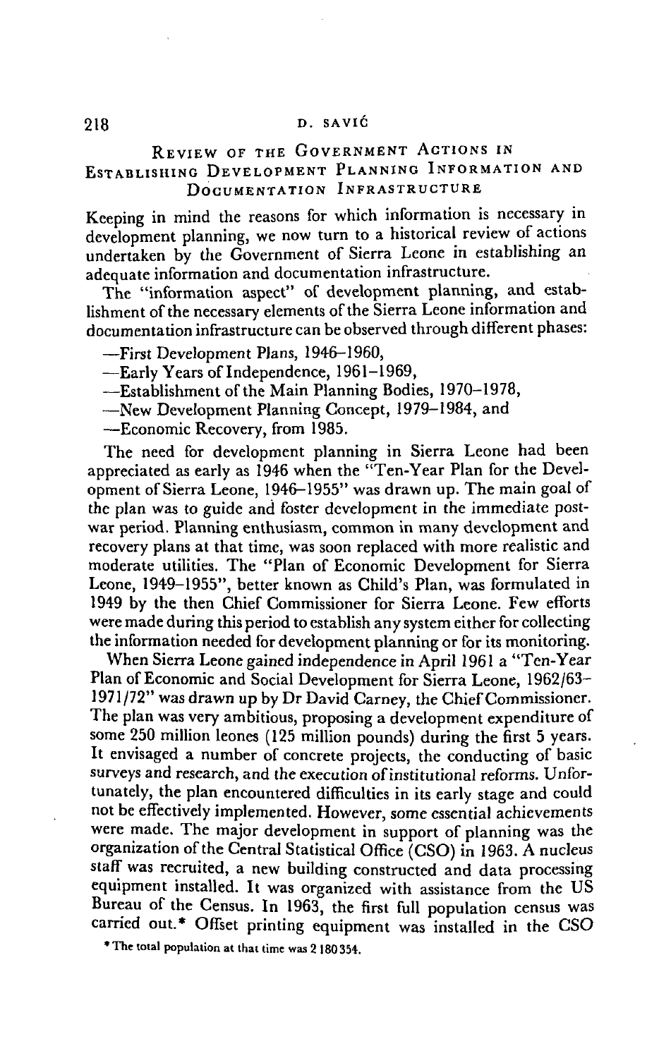## Review of the Government Actions in Establishing Development Planning Information and Documentation Infrastructure

Keeping in mind the reasons for which information is necessary in development planning, we now turn to a historical review of actions undertaken by the Government of Sierra Leone in establishing an adequate information and documentation infrastructure.

The "information aspect" of development planning, and establishment of the necessary elements of the Sierra Leone information and documentation infrastructure can be observed through different phases:

—First Development Plans, 1946–1960,

—Early Years of Independence, 1961–1969,

—Establishment of the Main Planning Bodies, 1970–1978,

—New Development Planning Concept, 1979–1984, and

—Economic Recovery, from 1985.

The need for development planning in Sierra Leone had been appreciated as early as 1946 when the "Ten-Year Plan for the Development of Sierra Leone, 1946–1955" was drawn up. The main goal of the plan was to guide and foster development in the immediate post-war period. Planning enthusiasm, common in many development and recovery plans at that time, was soon replaced with more realistic and moderate utilities. The "Plan of Economic Development for Sierra Leone, 1949–1955", better known as Child's Plan, was formulated in 1949 by the then Chief Commissioner for Sierra Leone. Few efforts were made during this period to establish any system either for collecting the information needed for development planning or for its monitoring.

When Sierra Leone gained independence in April 1961 a "Ten-Year Plan of Economic and Social Development for Sierra Leone, 1962/63–1971/72" was drawn up by Dr David Carney, the Chief Commissioner. The plan was very ambitious, proposing a development expenditure of some 250 million leones (125 million pounds) during the first 5 years. It envisaged a number of concrete projects, the conducting of basic surveys and research, and the execution of institutional reforms. Unfortunately, the plan encountered difficulties in its early stage and could not be effectively implemented. However, some essential achievements were made. The major development in support of planning was the organization of the Central Statistical Office (CSO) in 1963. A nucleus staff was recruited, a new building constructed and data processing equipment installed. It was organized with assistance from the US Bureau of the Census. In 1963, the first full population census was carried out.* Offset printing equipment was installed in the CSO

* The total population at that time was 2 180 354.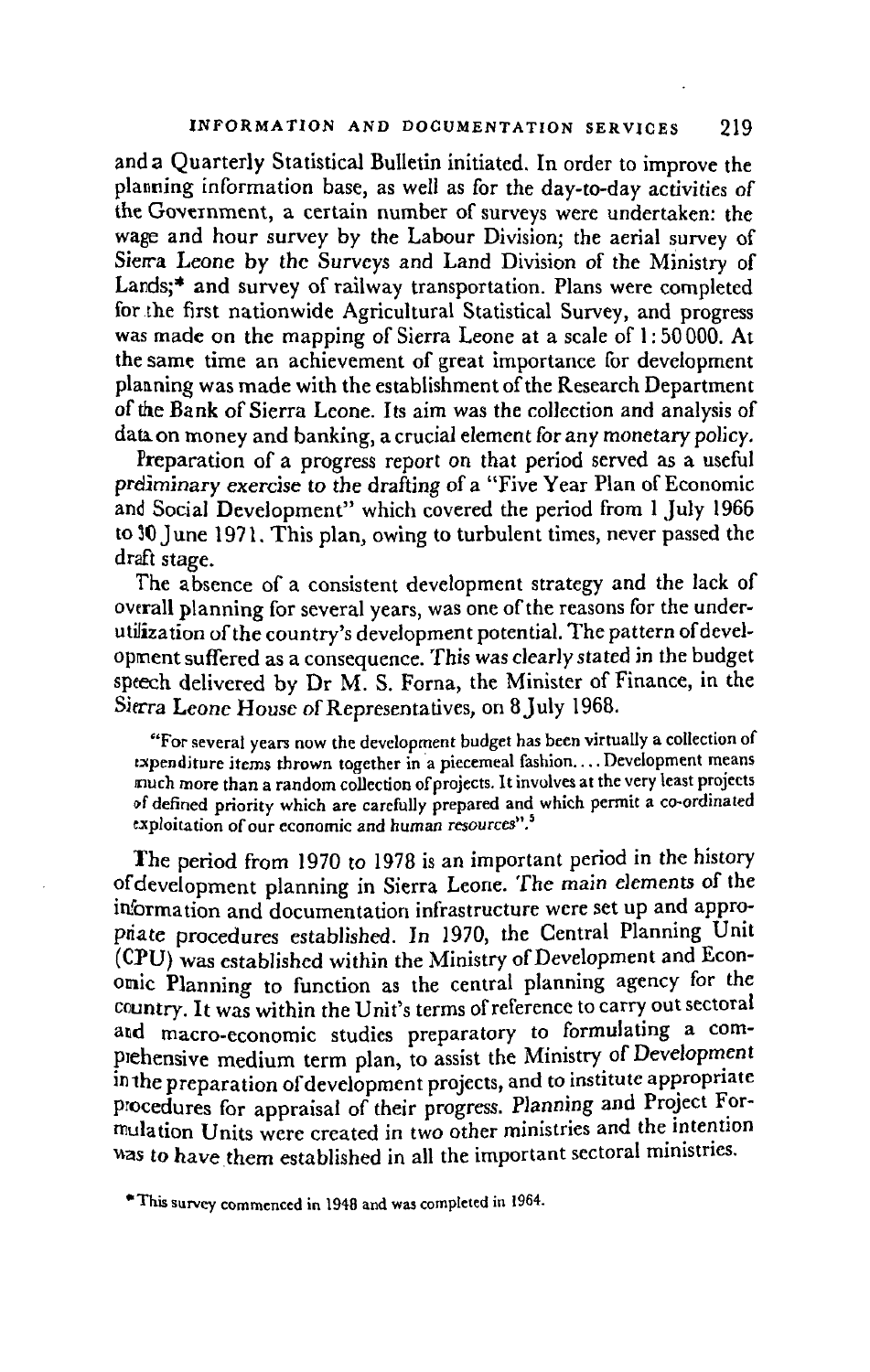and a Quarterly Statistical Bulletin initiated. In order to improve the planning information base, as well as for the day-to-day activities of the Government, a certain number of surveys were undertaken: the wage and hour survey by the Labour Division; the aerial survey of Sierra Leone by the Surveys and Land Division of the Ministry of Lands;* and survey of railway transportation. Plans were completed for the first nationwide Agricultural Statistical Survey, and progress was made on the mapping of Sierra Leone at a scale of 1:50 000. At the same time an achievement of great importance for development planning was made with the establishment of the Research Department of the Bank of Sierra Leone. Its aim was the collection and analysis of data on money and banking, a crucial element for any monetary policy.

Preparation of a progress report on that period served as a useful preliminary exercise to the drafting of a "Five Year Plan of Economic and Social Development" which covered the period from 1 July 1966 to 30 June 1971. This plan, owing to turbulent times, never passed the draft stage.

The absence of a consistent development strategy and the lack of overall planning for several years, was one of the reasons for the underutilization of the country's development potential. The pattern of development suffered as a consequence. This was clearly stated in the budget speech delivered by Dr M. S. Forna, the Minister of Finance, in the Sierra Leone House of Representatives, on 8 July 1968.

> "For several years now the development budget has been virtually a collection of expenditure items thrown together in a piecemeal fashion.... Development means much more than a random collection of projects. It involves at the very least projects of defined priority which are carefully prepared and which permit a co-ordinated exploitation of our economic and human resources".[5]

The period from 1970 to 1978 is an important period in the history of development planning in Sierra Leone. The main elements of the information and documentation infrastructure were set up and appropriate procedures established. In 1970, the Central Planning Unit (CPU) was established within the Ministry of Development and Economic Planning to function as the central planning agency for the country. It was within the Unit's terms of reference to carry out sectoral and macro-economic studies preparatory to formulating a comprehensive medium term plan, to assist the Ministry of Development in the preparation of development projects, and to institute appropriate procedures for appraisal of their progress. Planning and Project Formulation Units were created in two other ministries and the intention was to have them established in all the important sectoral ministries.

*This survey commenced in 1948 and was completed in 1964.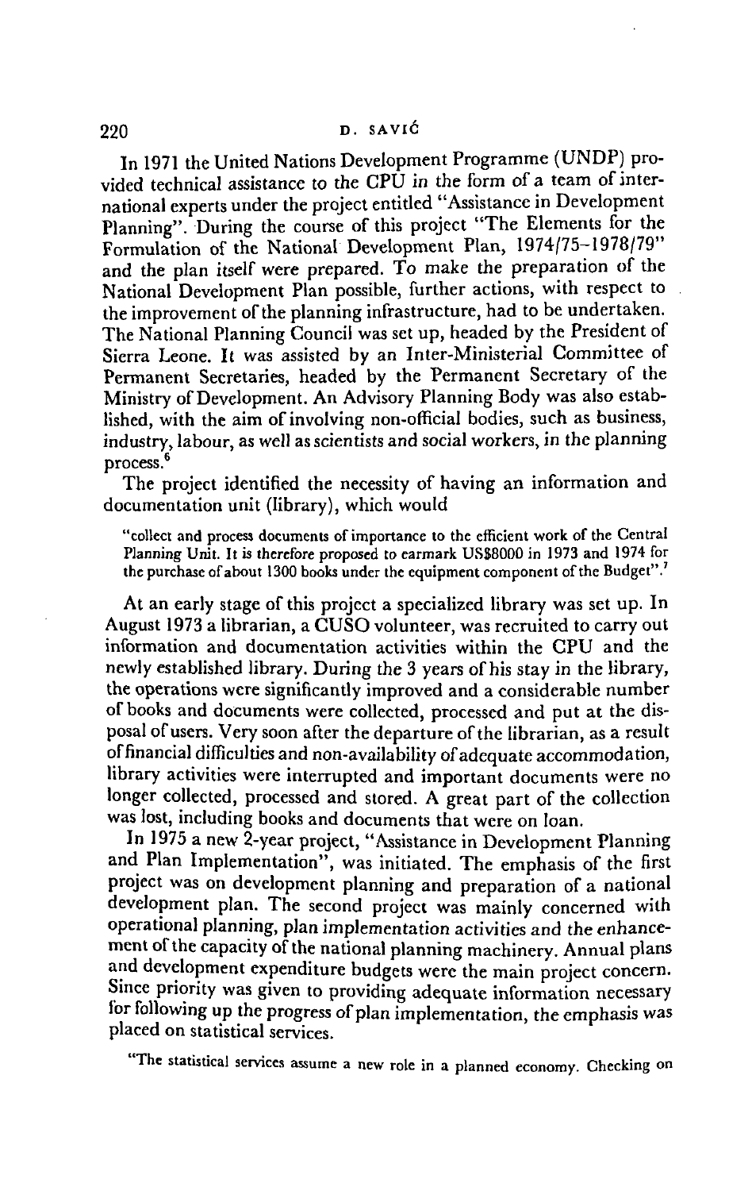In 1971 the United Nations Development Programme (UNDP) provided technical assistance to the CPU in the form of a team of international experts under the project entitled "Assistance in Development Planning". During the course of this project "The Elements for the Formulation of the National Development Plan, 1974/75–1978/79" and the plan itself were prepared. To make the preparation of the National Development Plan possible, further actions, with respect to the improvement of the planning infrastructure, had to be undertaken. The National Planning Council was set up, headed by the President of Sierra Leone. It was assisted by an Inter-Ministerial Committee of Permanent Secretaries, headed by the Permanent Secretary of the Ministry of Development. An Advisory Planning Body was also established, with the aim of involving non-official bodies, such as business, industry, labour, as well as scientists and social workers, in the planning process.[6]

The project identified the necessity of having an information and documentation unit (library), which would

> "collect and process documents of importance to the efficient work of the Central Planning Unit. It is therefore proposed to earmark US$8000 in 1973 and 1974 for the purchase of about 1300 books under the equipment component of the Budget".[7]

At an early stage of this project a specialized library was set up. In August 1973 a librarian, a CUSO volunteer, was recruited to carry out information and documentation activities within the CPU and the newly established library. During the 3 years of his stay in the library, the operations were significantly improved and a considerable number of books and documents were collected, processed and put at the disposal of users. Very soon after the departure of the librarian, as a result of financial difficulties and non-availability of adequate accommodation, library activities were interrupted and important documents were no longer collected, processed and stored. A great part of the collection was lost, including books and documents that were on loan.

In 1975 a new 2-year project, "Assistance in Development Planning and Plan Implementation", was initiated. The emphasis of the first project was on development planning and preparation of a national development plan. The second project was mainly concerned with operational planning, plan implementation activities and the enhancement of the capacity of the national planning machinery. Annual plans and development expenditure budgets were the main project concern. Since priority was given to providing adequate information necessary for following up the progress of plan implementation, the emphasis was placed on statistical services.

> "The statistical services assume a new role in a planned economy. Checking on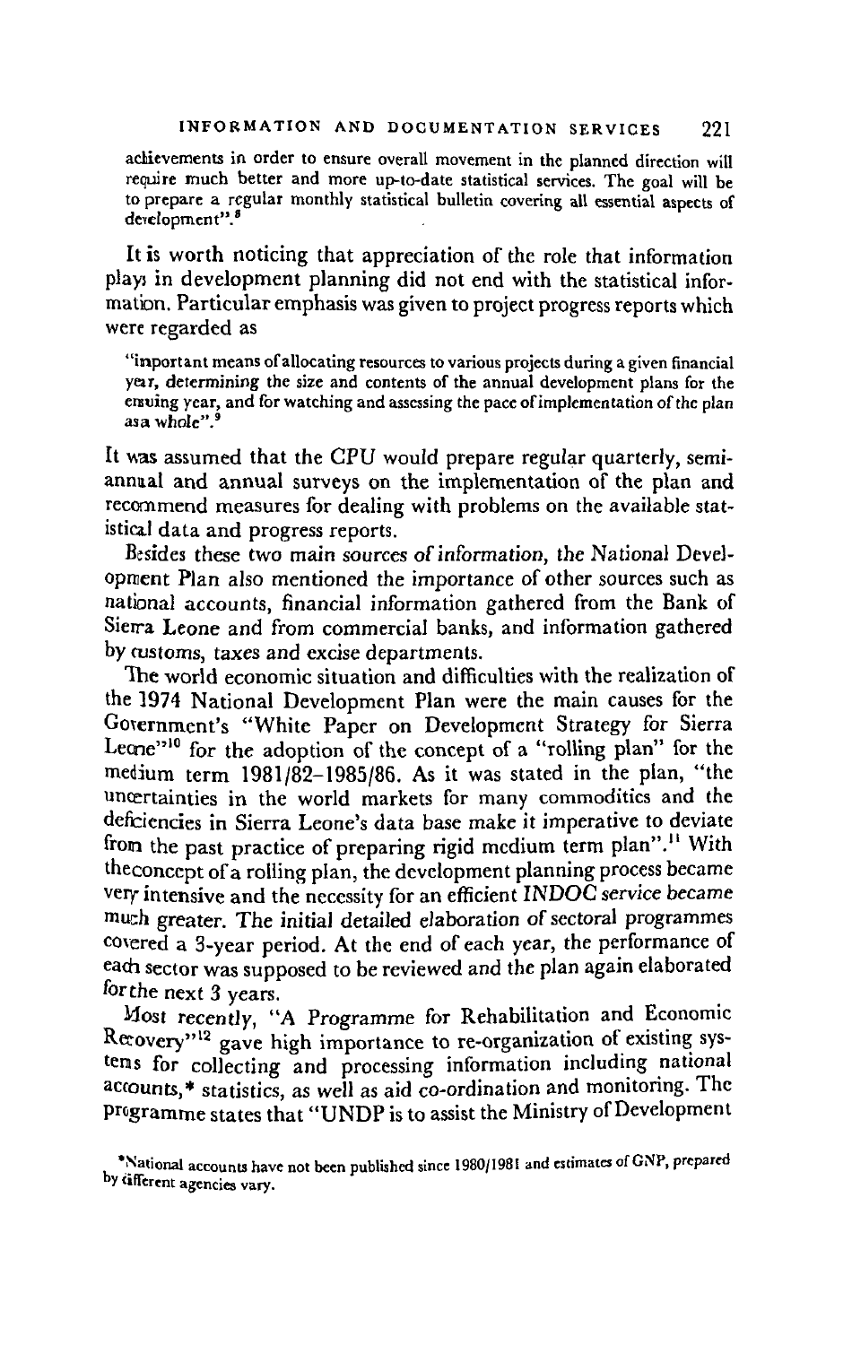achievements in order to ensure overall movement in the planned direction will require much better and more up-to-date statistical services. The goal will be to prepare a regular monthly statistical bulletin covering all essential aspects of development".[8]

It is worth noticing that appreciation of the role that information plays in development planning did not end with the statistical information. Particular emphasis was given to project progress reports which were regarded as

> "important means of allocating resources to various projects during a given financial year, determining the size and contents of the annual development plans for the ensuing year, and for watching and assessing the pace of implementation of the plan as a whole".[9]

It was assumed that the CPU would prepare regular quarterly, semi-annual and annual surveys on the implementation of the plan and recommend measures for dealing with problems on the available statistical data and progress reports.

Besides these two main sources of information, the National Development Plan also mentioned the importance of other sources such as national accounts, financial information gathered from the Bank of Sierra Leone and from commercial banks, and information gathered by customs, taxes and excise departments.

The world economic situation and difficulties with the realization of the 1974 National Development Plan were the main causes for the Government's "White Paper on Development Strategy for Sierra Leone"[10] for the adoption of the concept of a "rolling plan" for the medium term 1981/82–1985/86. As it was stated in the plan, "the uncertainties in the world markets for many commodities and the deficiencies in Sierra Leone's data base make it imperative to deviate from the past practice of preparing rigid medium term plan".[11] With the concept of a rolling plan, the development planning process became very intensive and the necessity for an efficient INDOC service became much greater. The initial detailed elaboration of sectoral programmes covered a 3-year period. At the end of each year, the performance of each sector was supposed to be reviewed and the plan again elaborated for the next 3 years.

Most recently, "A Programme for Rehabilitation and Economic Recovery"[12] gave high importance to re-organization of existing systems for collecting and processing information including national accounts,* statistics, as well as aid co-ordination and monitoring. The programme states that "UNDP is to assist the Ministry of Development

*National accounts have not been published since 1980/1981 and estimates of GNP, prepared by different agencies vary.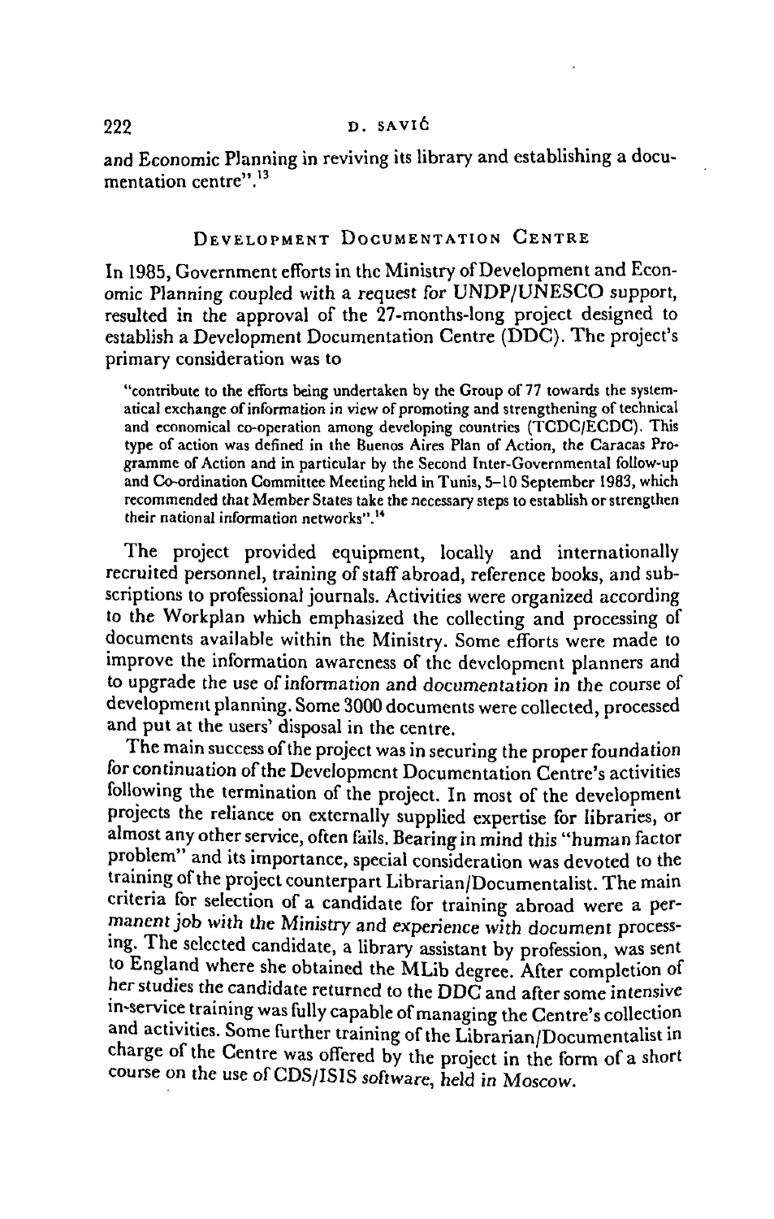and Economic Planning in reviving its library and establishing a documentation centre".[13]

## Development Documentation Centre

In 1985, Government efforts in the Ministry of Development and Economic Planning coupled with a request for UNDP/UNESCO support, resulted in the approval of the 27-months-long project designed to establish a Development Documentation Centre (DDC). The project's primary consideration was to

> "contribute to the efforts being undertaken by the Group of 77 towards the systematical exchange of information in view of promoting and strengthening of technical and economical co-operation among developing countries (TCDC/ECDC). This type of action was defined in the Buenos Aires Plan of Action, the Caracas Programme of Action and in particular by the Second Inter-Governmental follow-up and Co-ordination Committee Meeting held in Tunis, 5–10 September 1983, which recommended that Member States take the necessary steps to establish or strengthen their national information networks".[14]

The project provided equipment, locally and internationally recruited personnel, training of staff abroad, reference books, and subscriptions to professional journals. Activities were organized according to the Workplan which emphasized the collecting and processing of documents available within the Ministry. Some efforts were made to improve the information awareness of the development planners and to upgrade the use of information and documentation in the course of development planning. Some 3000 documents were collected, processed and put at the users' disposal in the centre.

The main success of the project was in securing the proper foundation for continuation of the Development Documentation Centre's activities following the termination of the project. In most of the development projects the reliance on externally supplied expertise for libraries, or almost any other service, often fails. Bearing in mind this "human factor problem" and its importance, special consideration was devoted to the training of the project counterpart Librarian/Documentalist. The main criteria for selection of a candidate for training abroad were a permanent job with the Ministry and experience with document processing. The selected candidate, a library assistant by profession, was sent to England where she obtained the MLib degree. After completion of her studies the candidate returned to the DDC and after some intensive in-service training was fully capable of managing the Centre's collection and activities. Some further training of the Librarian/Documentalist in charge of the Centre was offered by the project in the form of a short course on the use of CDS/ISIS software, held in Moscow.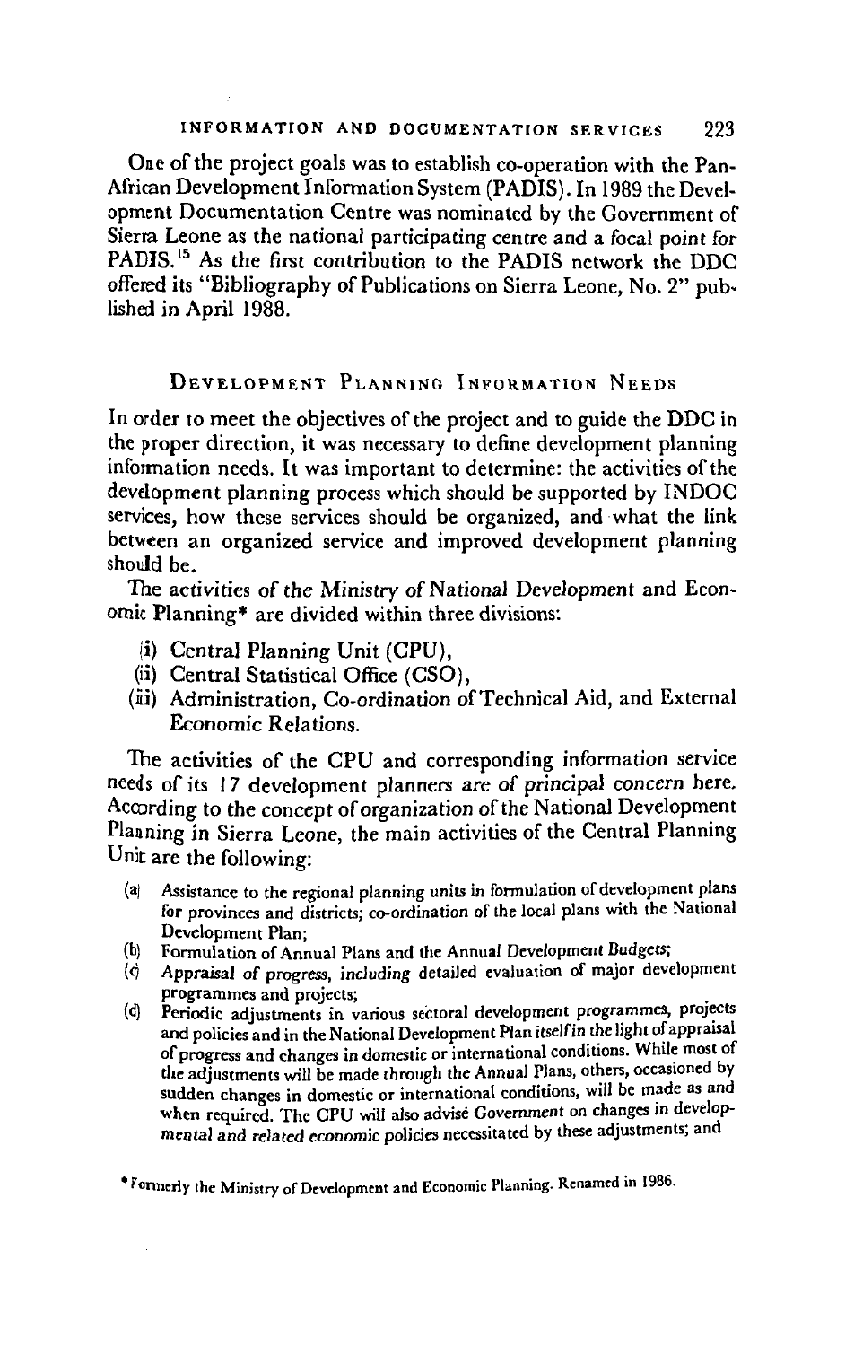One of the project goals was to establish co-operation with the Pan-African Development Information System (PADIS). In 1989 the Development Documentation Centre was nominated by the Government of Sierra Leone as the national participating centre and a focal point for PADIS.[15] As the first contribution to the PADIS network the DDC offered its "Bibliography of Publications on Sierra Leone, No. 2" published in April 1988.

## Development Planning Information Needs

In order to meet the objectives of the project and to guide the DDC in the proper direction, it was necessary to define development planning information needs. It was important to determine: the activities of the development planning process which should be supported by INDOC services, how these services should be organized, and what the link between an organized service and improved development planning should be.

The activities of the Ministry of National Development and Economic Planning* are divided within three divisions:

- (i) Central Planning Unit (CPU),
- (ii) Central Statistical Office (CSO),
- (iii) Administration, Co-ordination of Technical Aid, and External Economic Relations.

The activities of the CPU and corresponding information service needs of its 17 development planners are of principal concern here. According to the concept of organization of the National Development Planning in Sierra Leone, the main activities of the Central Planning Unit are the following:

- (a) Assistance to the regional planning units in formulation of development plans for provinces and districts; co-ordination of the local plans with the National Development Plan;
- (b) Formulation of Annual Plans and the Annual Development Budgets;
- (c) Appraisal of progress, including detailed evaluation of major development programmes and projects;
- (d) Periodic adjustments in various sectoral development programmes, projects and policies and in the National Development Plan itself in the light of appraisal of progress and changes in domestic or international conditions. While most of the adjustments will be made through the Annual Plans, others, occasioned by sudden changes in domestic or international conditions, will be made as and when required. The CPU will also advise Government on changes in developmental and related economic policies necessitated by these adjustments; and

*Formerly the Ministry of Development and Economic Planning. Renamed in 1986.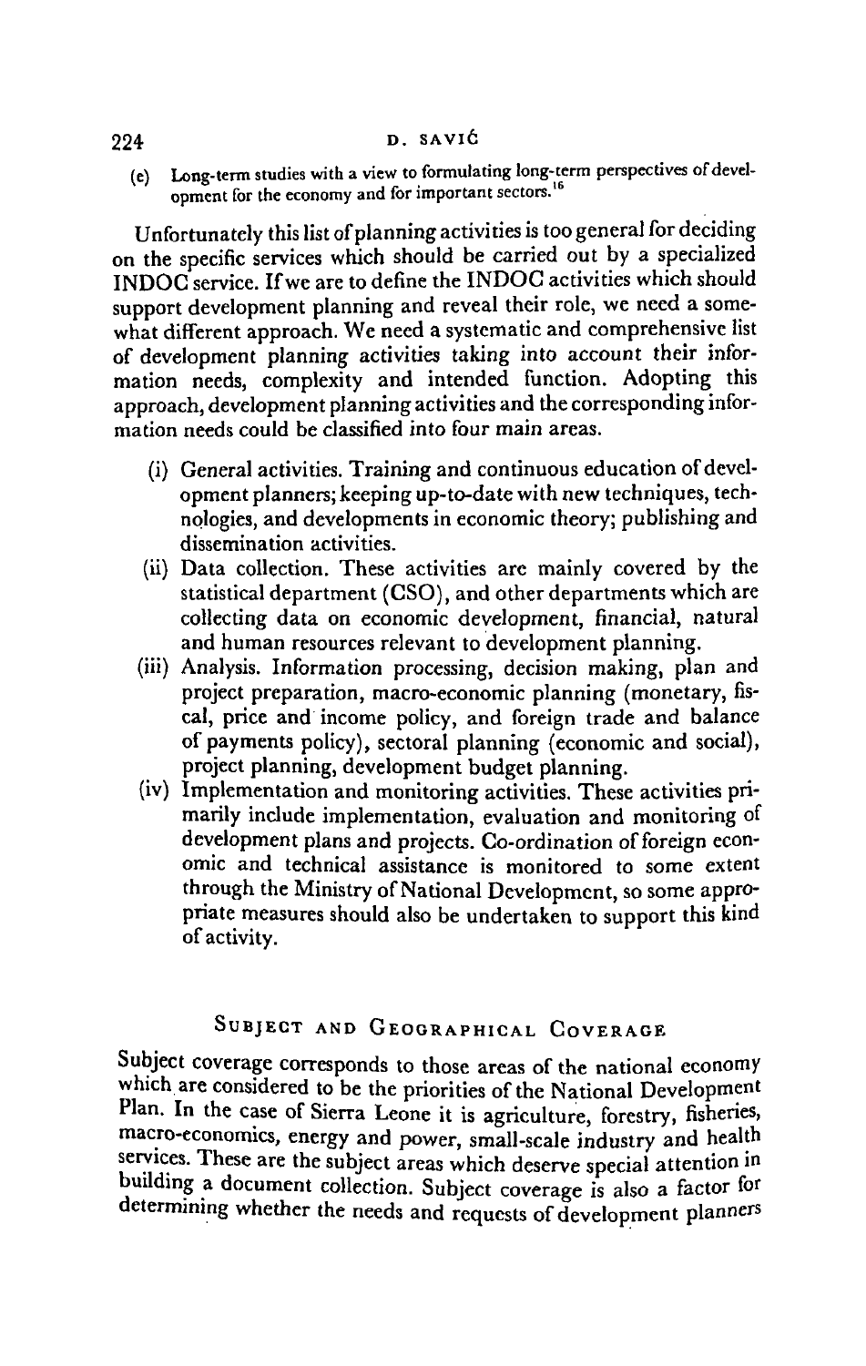(e) Long-term studies with a view to formulating long-term perspectives of development for the economy and for important sectors.[16]

Unfortunately this list of planning activities is too general for deciding on the specific services which should be carried out by a specialized INDOC service. If we are to define the INDOC activities which should support development planning and reveal their role, we need a somewhat different approach. We need a systematic and comprehensive list of development planning activities taking into account their information needs, complexity and intended function. Adopting this approach, development planning activities and the corresponding information needs could be classified into four main areas.

(i) General activities. Training and continuous education of development planners; keeping up-to-date with new techniques, technologies, and developments in economic theory; publishing and dissemination activities.

(ii) Data collection. These activities are mainly covered by the statistical department (CSO), and other departments which are collecting data on economic development, financial, natural and human resources relevant to development planning.

(iii) Analysis. Information processing, decision making, plan and project preparation, macro-economic planning (monetary, fiscal, price and income policy, and foreign trade and balance of payments policy), sectoral planning (economic and social), project planning, development budget planning.

(iv) Implementation and monitoring activities. These activities primarily include implementation, evaluation and monitoring of development plans and projects. Co-ordination of foreign economic and technical assistance is monitored to some extent through the Ministry of National Development, so some appropriate measures should also be undertaken to support this kind of activity.

## Subject and Geographical Coverage

Subject coverage corresponds to those areas of the national economy which are considered to be the priorities of the National Development Plan. In the case of Sierra Leone it is agriculture, forestry, fisheries, macro-economics, energy and power, small-scale industry and health services. These are the subject areas which deserve special attention in building a document collection. Subject coverage is also a factor for determining whether the needs and requests of development planners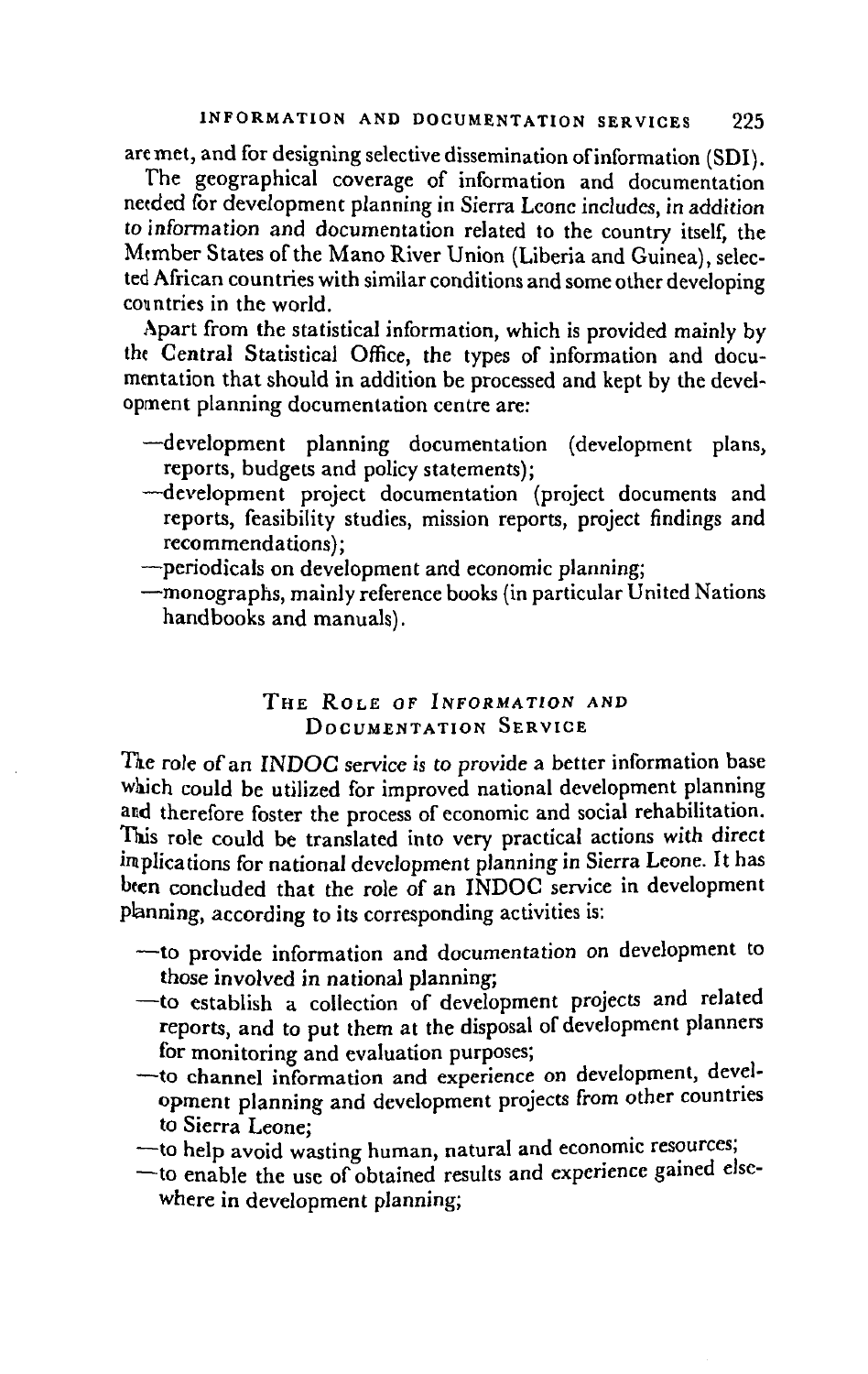are met, and for designing selective dissemination of information (SDI).

The geographical coverage of information and documentation needed for development planning in Sierra Leone includes, in addition to information and documentation related to the country itself, the Member States of the Mano River Union (Liberia and Guinea), selected African countries with similar conditions and some other developing countries in the world.

Apart from the statistical information, which is provided mainly by the Central Statistical Office, the types of information and documentation that should in addition be processed and kept by the development planning documentation centre are:

- —development planning documentation (development plans, reports, budgets and policy statements);
- —development project documentation (project documents and reports, feasibility studies, mission reports, project findings and recommendations);
- —periodicals on development and economic planning;
- —monographs, mainly reference books (in particular United Nations handbooks and manuals).

## The Role of *Information and* Documentation Service

The role of an INDOC service is to provide a better information base which could be utilized for improved national development planning and therefore foster the process of economic and social rehabilitation. This role could be translated into very practical actions with direct implications for national development planning in Sierra Leone. It has been concluded that the role of an INDOC service in development planning, according to its corresponding activities is:

- —to provide information and documentation on development to those involved in national planning;
- —to establish a collection of development projects and related reports, and to put them at the disposal of development planners for monitoring and evaluation purposes;
- —to channel information and experience on development, development planning and development projects from other countries to Sierra Leone;
- —to help avoid wasting human, natural and economic resources;
- —to enable the use of obtained results and experience gained elsewhere in development planning;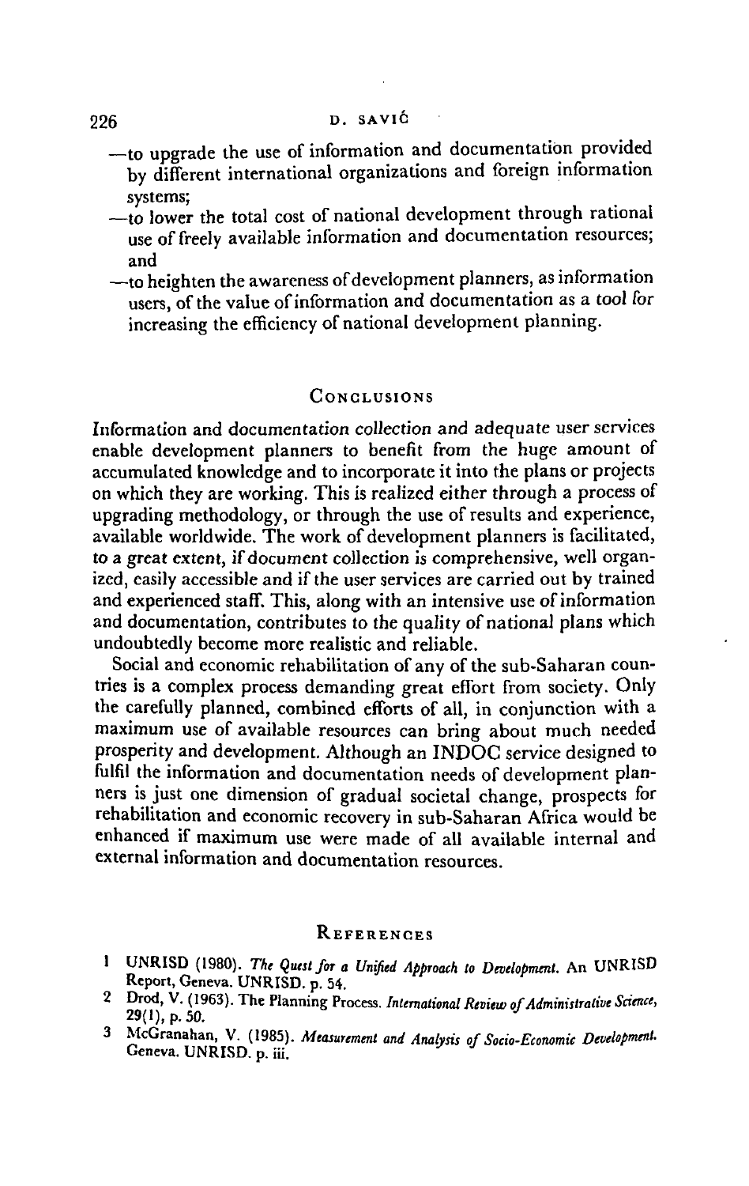—to upgrade the use of information and documentation provided by different international organizations and foreign information systems;

—to lower the total cost of national development through rational use of freely available information and documentation resources; and

—to heighten the awareness of development planners, as information users, of the value of information and documentation as a tool for increasing the efficiency of national development planning.

## Conclusions

Information and documentation collection and adequate user services enable development planners to benefit from the huge amount of accumulated knowledge and to incorporate it into the plans or projects on which they are working. This is realized either through a process of upgrading methodology, or through the use of results and experience, available worldwide. The work of development planners is facilitated, to a great extent, if document collection is comprehensive, well organized, easily accessible and if the user services are carried out by trained and experienced staff. This, along with an intensive use of information and documentation, contributes to the quality of national plans which undoubtedly become more realistic and reliable.

Social and economic rehabilitation of any of the sub-Saharan countries is a complex process demanding great effort from society. Only the carefully planned, combined efforts of all, in conjunction with a maximum use of available resources can bring about much needed prosperity and development. Although an INDOC service designed to fulfil the information and documentation needs of development planners is just one dimension of gradual societal change, prospects for rehabilitation and economic recovery in sub-Saharan Africa would be enhanced if maximum use were made of all available internal and external information and documentation resources.

## References

1. UNRISD (1980). *The Quest for a Unified Approach to Development.* An UNRISD Report, Geneva. UNRISD. p. 54.
2. Drod, V. (1963). The Planning Process. *International Review of Administrative Science,* 29(1), p. 50.
3. McGranahan, V. (1985). *Measurement and Analysis of Socio-Economic Development.* Geneva. UNRISD. p. iii.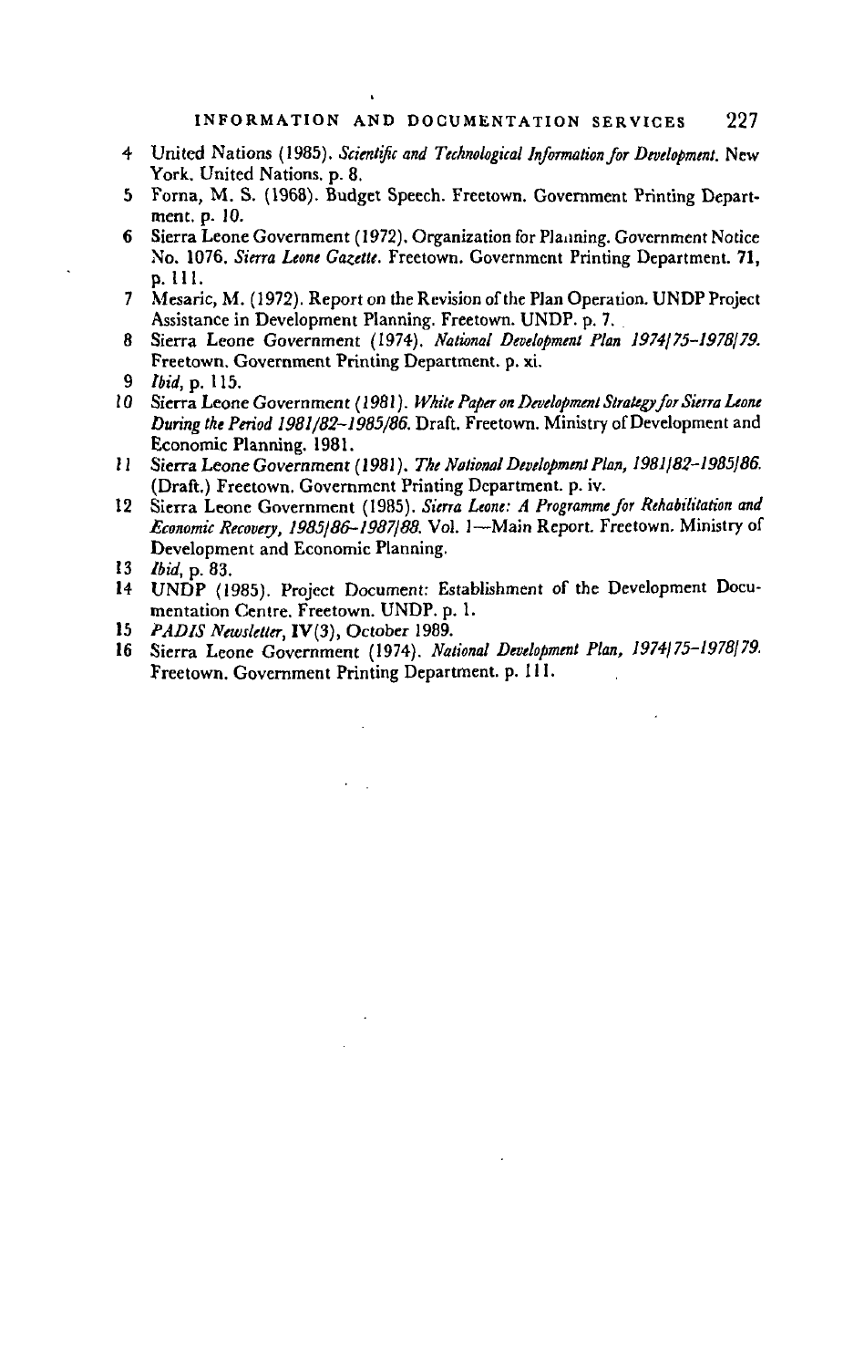4 United Nations (1985). *Scientific and Technological Information for Development*. New York. United Nations. p. 8.

5 Forna, M. S. (1968). Budget Speech. Freetown. Government Printing Department. p. 10.

6 Sierra Leone Government (1972). Organization for Planning. Government Notice No. 1076. *Sierra Leone Gazette*. Freetown. Government Printing Department. **71**, p. 111.

7 Mesaric, M. (1972). Report on the Revision of the Plan Operation. UNDP Project Assistance in Development Planning. Freetown. UNDP. p. 7.

8 Sierra Leone Government (1974). *National Development Plan 1974/75–1978/79*. Freetown. Government Printing Department. p. xi.

9 *Ibid*, p. 115.

10 Sierra Leone Government (1981). *White Paper on Development Strategy for Sierra Leone During the Period 1981/82–1985/86*. Draft. Freetown. Ministry of Development and Economic Planning. 1981.

11 Sierra Leone Government (1981). *The National Development Plan, 1981/82–1985/86*. (Draft.) Freetown. Government Printing Department. p. iv.

12 Sierra Leone Government (1985). *Sierra Leone: A Programme for Rehabilitation and Economic Recovery, 1985/86–1987/88*. Vol. 1—Main Report. Freetown. Ministry of Development and Economic Planning.

13 *Ibid*, p. 83.

14 UNDP (1985). Project Document: Establishment of the Development Documentation Centre. Freetown. UNDP. p. 1.

15 *PADIS Newsletter*, **IV**(3), October 1989.

16 Sierra Leone Government (1974). *National Development Plan, 1974/75–1978/79*. Freetown. Government Printing Department. p. 111.